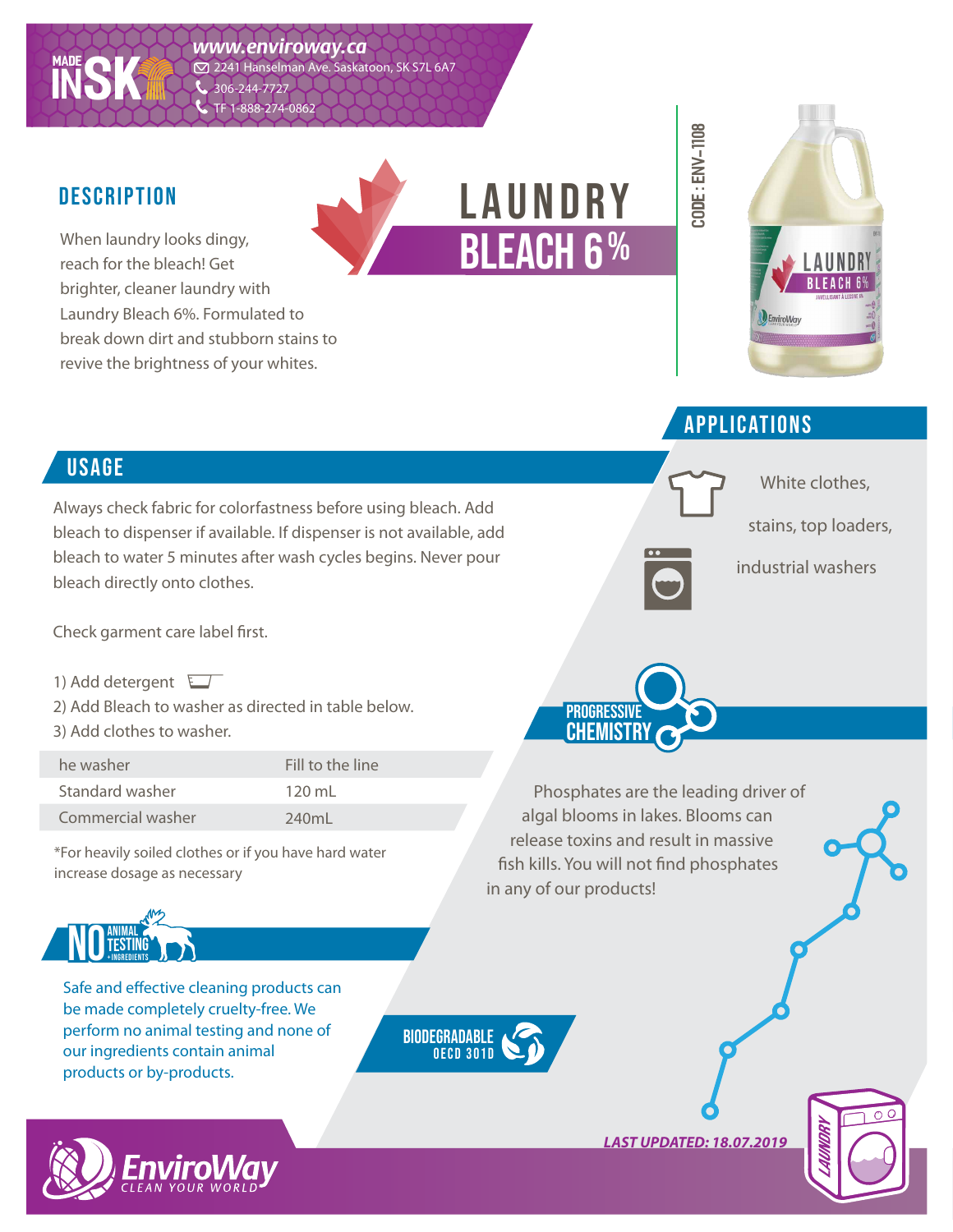MADE IN SK

www.enviroway.ca
2241 Hanselman Ave. Saskatoon, SK S7L 6A7
306-244-7727
TF 1-888-274-0862

# LAUNDRY BLEACH 6%

CODE : ENV-1108

## DESCRIPTION

When laundry looks dingy, reach for the bleach! Get brighter, cleaner laundry with Laundry Bleach 6%. Formulated to break down dirt and stubborn stains to revive the brightness of your whites.

## APPLICATIONS

White clothes, stains, top loaders, industrial washers

## USAGE

Always check fabric for colorfastness before using bleach. Add bleach to dispenser if available. If dispenser is not available, add bleach to water 5 minutes after wash cycles begins. Never pour bleach directly onto clothes.

Check garment care label first.

1) Add detergent
2) Add Bleach to washer as directed in table below.
3) Add clothes to washer.

| | |
|---|---|
| he washer | Fill to the line |
| Standard washer | 120 mL |
| Commercial washer | 240mL |

*For heavily soiled clothes or if you have hard water increase dosage as necessary

## PROGRESSIVE CHEMISTRY

Phosphates are the leading driver of algal blooms in lakes. Blooms can release toxins and result in massive fish kills. You will not find phosphates in any of our products!

## NO ANIMAL TESTING + INGREDIENTS

Safe and effective cleaning products can be made completely cruelty-free. We perform no animal testing and none of our ingredients contain animal products or by-products.

BIODEGRADABLE OECD 301D

LAST UPDATED: 18.07.2019

EnviroWay CLEAN YOUR WORLD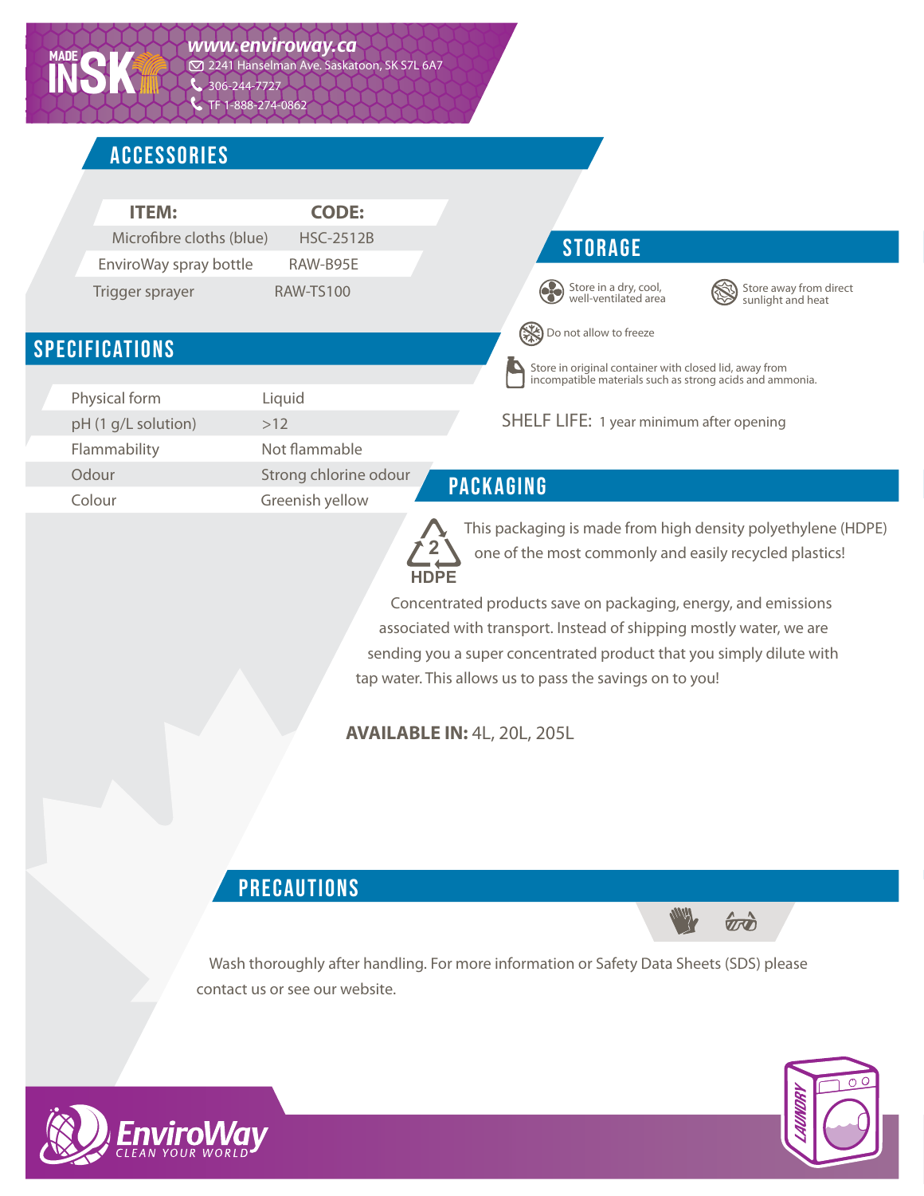**MADE IN SK**

**www.enviroway.ca**
2241 Hanselman Ave. Saskatoon, SK S7L 6A7
306-244-7727
TF 1-888-274-0862

## ACCESSORIES

| ITEM: | CODE: |
|---|---|
| Microfibre cloths (blue) | HSC-2512B |
| EnviroWay spray bottle | RAW-B95E |
| Trigger sprayer | RAW-TS100 |

## SPECIFICATIONS

| | |
|---|---|
| Physical form | Liquid |
| pH (1 g/L solution) | >12 |
| Flammability | Not flammable |
| Odour | Strong chlorine odour |
| Colour | Greenish yellow |

## STORAGE

- Store in a dry, cool, well-ventilated area
- Store away from direct sunlight and heat
- Do not allow to freeze
- Store in original container with closed lid, away from incompatible materials such as strong acids and ammonia.

SHELF LIFE: 1 year minimum after opening

## PACKAGING

2 HDPE

This packaging is made from high density polyethylene (HDPE) one of the most commonly and easily recycled plastics!

Concentrated products save on packaging, energy, and emissions associated with transport. Instead of shipping mostly water, we are sending you a super concentrated product that you simply dilute with tap water. This allows us to pass the savings on to you!

**AVAILABLE IN:** 4L, 20L, 205L

## PRECAUTIONS

Wash thoroughly after handling. For more information or Safety Data Sheets (SDS) please contact us or see our website.

EnviroWay
CLEAN YOUR WORLD

LAUNDRY